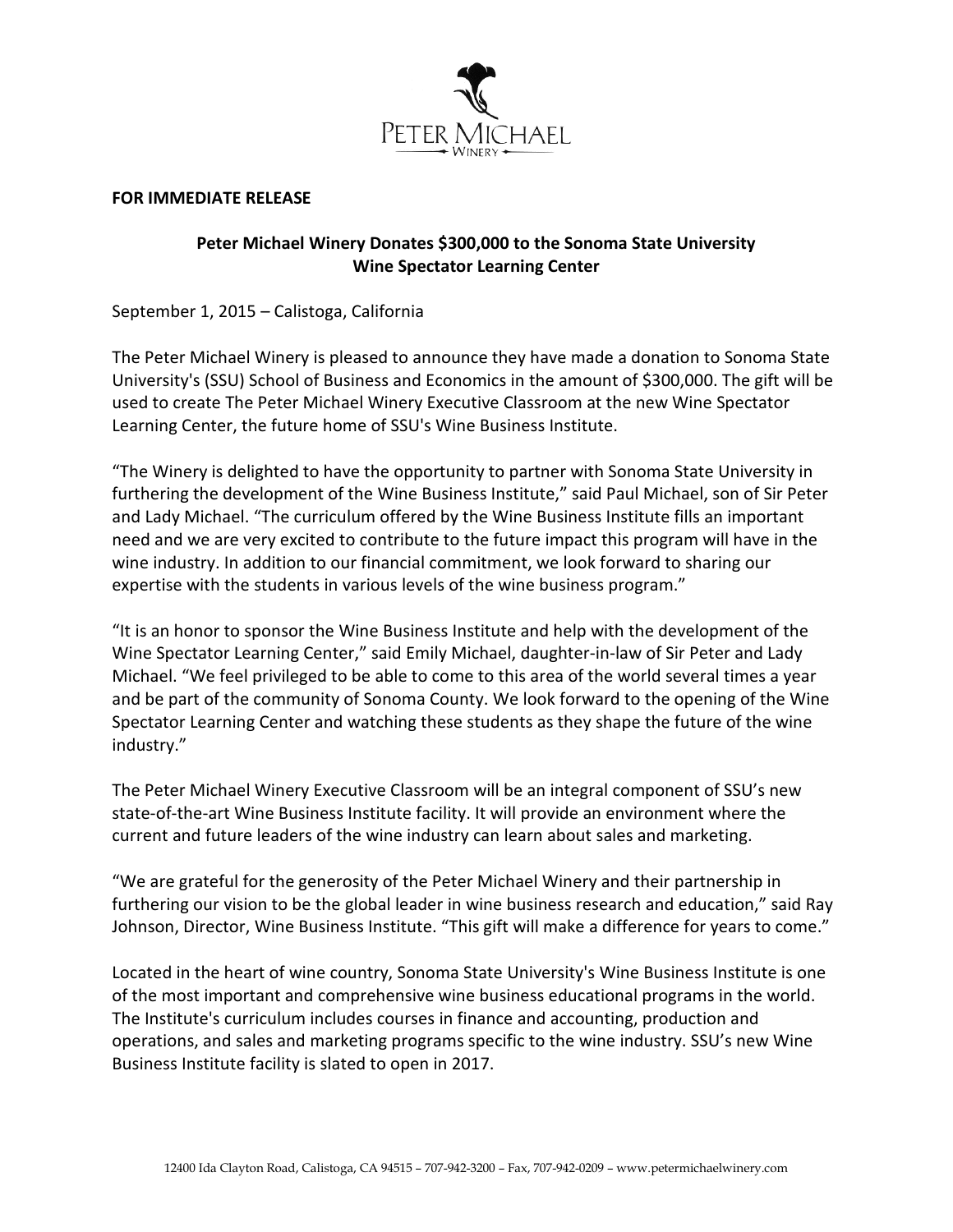PETER MICHAEL
WINERY

**FOR IMMEDIATE RELEASE**

**Peter Michael Winery Donates $300,000 to the Sonoma State University Wine Spectator Learning Center**

September 1, 2015 – Calistoga, California

The Peter Michael Winery is pleased to announce they have made a donation to Sonoma State University's (SSU) School of Business and Economics in the amount of $300,000. The gift will be used to create The Peter Michael Winery Executive Classroom at the new Wine Spectator Learning Center, the future home of SSU's Wine Business Institute.

"The Winery is delighted to have the opportunity to partner with Sonoma State University in furthering the development of the Wine Business Institute," said Paul Michael, son of Sir Peter and Lady Michael. "The curriculum offered by the Wine Business Institute fills an important need and we are very excited to contribute to the future impact this program will have in the wine industry. In addition to our financial commitment, we look forward to sharing our expertise with the students in various levels of the wine business program."

"It is an honor to sponsor the Wine Business Institute and help with the development of the Wine Spectator Learning Center," said Emily Michael, daughter-in-law of Sir Peter and Lady Michael. "We feel privileged to be able to come to this area of the world several times a year and be part of the community of Sonoma County. We look forward to the opening of the Wine Spectator Learning Center and watching these students as they shape the future of the wine industry."

The Peter Michael Winery Executive Classroom will be an integral component of SSU's new state-of-the-art Wine Business Institute facility. It will provide an environment where the current and future leaders of the wine industry can learn about sales and marketing.

"We are grateful for the generosity of the Peter Michael Winery and their partnership in furthering our vision to be the global leader in wine business research and education," said Ray Johnson, Director, Wine Business Institute. "This gift will make a difference for years to come."

Located in the heart of wine country, Sonoma State University's Wine Business Institute is one of the most important and comprehensive wine business educational programs in the world. The Institute's curriculum includes courses in finance and accounting, production and operations, and sales and marketing programs specific to the wine industry. SSU's new Wine Business Institute facility is slated to open in 2017.

12400 Ida Clayton Road, Calistoga, CA 94515 – 707-942-3200 – Fax, 707-942-0209 – www.petermichaelwinery.com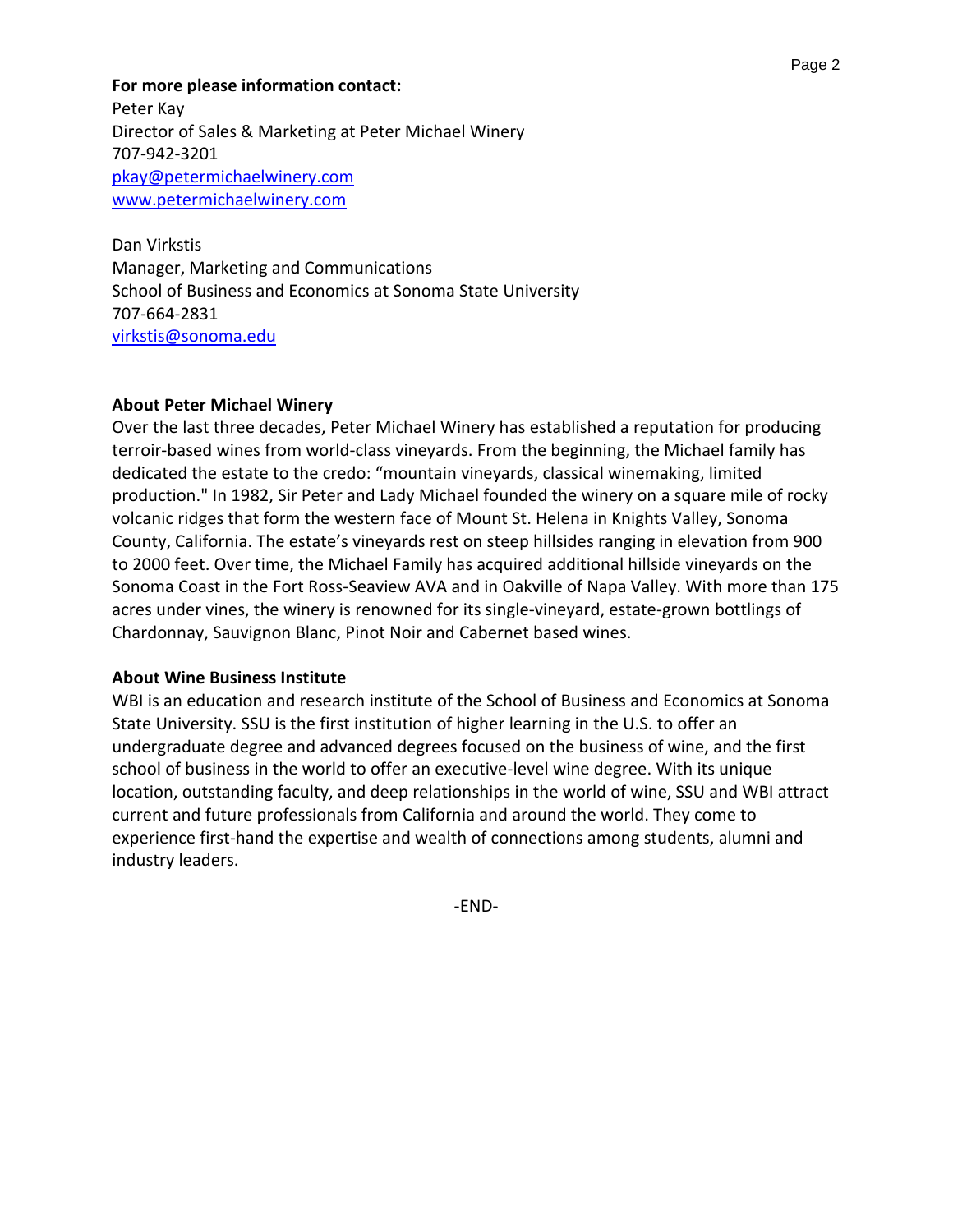**For more please information contact:**

Peter Kay
Director of Sales & Marketing at Peter Michael Winery
707-942-3201
pkay@petermichaelwinery.com
www.petermichaelwinery.com

Dan Virkstis
Manager, Marketing and Communications
School of Business and Economics at Sonoma State University
707-664-2831
virkstis@sonoma.edu

**About Peter Michael Winery**

Over the last three decades, Peter Michael Winery has established a reputation for producing terroir-based wines from world-class vineyards. From the beginning, the Michael family has dedicated the estate to the credo: "mountain vineyards, classical winemaking, limited production." In 1982, Sir Peter and Lady Michael founded the winery on a square mile of rocky volcanic ridges that form the western face of Mount St. Helena in Knights Valley, Sonoma County, California. The estate's vineyards rest on steep hillsides ranging in elevation from 900 to 2000 feet. Over time, the Michael Family has acquired additional hillside vineyards on the Sonoma Coast in the Fort Ross-Seaview AVA and in Oakville of Napa Valley. With more than 175 acres under vines, the winery is renowned for its single-vineyard, estate-grown bottlings of Chardonnay, Sauvignon Blanc, Pinot Noir and Cabernet based wines.

**About Wine Business Institute**

WBI is an education and research institute of the School of Business and Economics at Sonoma State University. SSU is the first institution of higher learning in the U.S. to offer an undergraduate degree and advanced degrees focused on the business of wine, and the first school of business in the world to offer an executive-level wine degree. With its unique location, outstanding faculty, and deep relationships in the world of wine, SSU and WBI attract current and future professionals from California and around the world. They come to experience first-hand the expertise and wealth of connections among students, alumni and industry leaders.

-END-